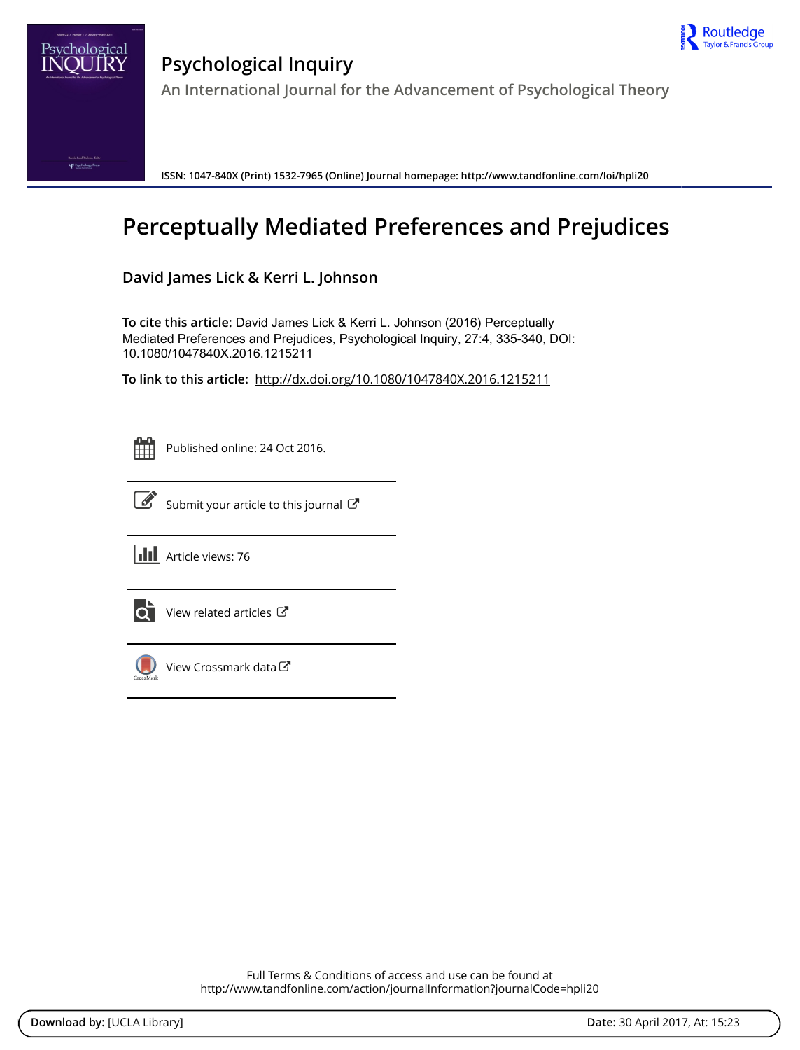# Psychological Inquiry

An International Journal for the Advancement of Psychological Theory

ISSN: 1047-840X (Print) 1532-7965 (Online) Journal homepage: http://www.tandfonline.com/loi/hpli20

# Perceptually Mediated Preferences and Prejudices

**David James Lick & Kerri L. Johnson**

**To cite this article:** David James Lick & Kerri L. Johnson (2016) Perceptually Mediated Preferences and Prejudices, Psychological Inquiry, 27:4, 335-340, DOI: 10.1080/1047840X.2016.1215211

**To link to this article:** http://dx.doi.org/10.1080/1047840X.2016.1215211

Published online: 24 Oct 2016.

Submit your article to this journal

Article views: 76

View related articles

View Crossmark data

Full Terms & Conditions of access and use can be found at
http://www.tandfonline.com/action/journalInformation?journalCode=hpli20

**Download by:** [UCLA Library] **Date:** 30 April 2017, At: 15:23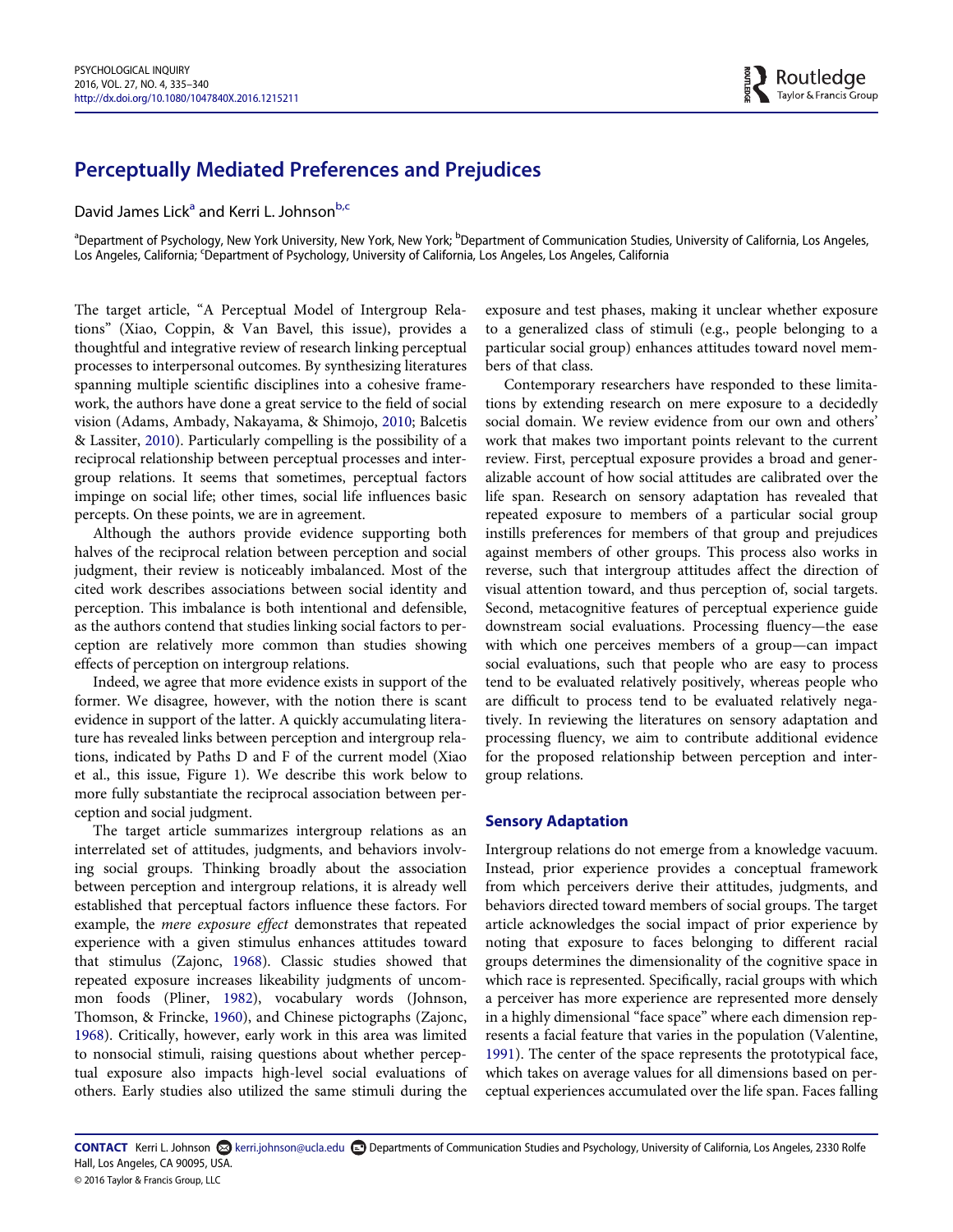# Perceptually Mediated Preferences and Prejudices

David James Lick[a] and Kerri L. Johnson[b,c]

[a]Department of Psychology, New York University, New York, New York; [b]Department of Communication Studies, University of California, Los Angeles, Los Angeles, California; [c]Department of Psychology, University of California, Los Angeles, Los Angeles, California

The target article, "A Perceptual Model of Intergroup Relations" (Xiao, Coppin, & Van Bavel, this issue), provides a thoughtful and integrative review of research linking perceptual processes to interpersonal outcomes. By synthesizing literatures spanning multiple scientific disciplines into a cohesive framework, the authors have done a great service to the field of social vision (Adams, Ambady, Nakayama, & Shimojo, 2010; Balcetis & Lassiter, 2010). Particularly compelling is the possibility of a reciprocal relationship between perceptual processes and intergroup relations. It seems that sometimes, perceptual factors impinge on social life; other times, social life influences basic percepts. On these points, we are in agreement.

Although the authors provide evidence supporting both halves of the reciprocal relation between perception and social judgment, their review is noticeably imbalanced. Most of the cited work describes associations between social identity and perception. This imbalance is both intentional and defensible, as the authors contend that studies linking social factors to perception are relatively more common than studies showing effects of perception on intergroup relations.

Indeed, we agree that more evidence exists in support of the former. We disagree, however, with the notion there is scant evidence in support of the latter. A quickly accumulating literature has revealed links between perception and intergroup relations, indicated by Paths D and F of the current model (Xiao et al., this issue, Figure 1). We describe this work below to more fully substantiate the reciprocal association between perception and social judgment.

The target article summarizes intergroup relations as an interrelated set of attitudes, judgments, and behaviors involving social groups. Thinking broadly about the association between perception and intergroup relations, it is already well established that perceptual factors influence these factors. For example, the *mere exposure effect* demonstrates that repeated experience with a given stimulus enhances attitudes toward that stimulus (Zajonc, 1968). Classic studies showed that repeated exposure increases likeability judgments of uncommon foods (Pliner, 1982), vocabulary words (Johnson, Thomson, & Frincke, 1960), and Chinese pictographs (Zajonc, 1968). Critically, however, early work in this area was limited to nonsocial stimuli, raising questions about whether perceptual exposure also impacts high-level social evaluations of others. Early studies also utilized the same stimuli during the exposure and test phases, making it unclear whether exposure to a generalized class of stimuli (e.g., people belonging to a particular social group) enhances attitudes toward novel members of that class.

Contemporary researchers have responded to these limitations by extending research on mere exposure to a decidedly social domain. We review evidence from our own and others' work that makes two important points relevant to the current review. First, perceptual exposure provides a broad and generalizable account of how social attitudes are calibrated over the life span. Research on sensory adaptation has revealed that repeated exposure to members of a particular social group instills preferences for members of that group and prejudices against members of other groups. This process also works in reverse, such that intergroup attitudes affect the direction of visual attention toward, and thus perception of, social targets. Second, metacognitive features of perceptual experience guide downstream social evaluations. Processing fluency—the ease with which one perceives members of a group—can impact social evaluations, such that people who are easy to process tend to be evaluated relatively positively, whereas people who are difficult to process tend to be evaluated relatively negatively. In reviewing the literatures on sensory adaptation and processing fluency, we aim to contribute additional evidence for the proposed relationship between perception and intergroup relations.

## Sensory Adaptation

Intergroup relations do not emerge from a knowledge vacuum. Instead, prior experience provides a conceptual framework from which perceivers derive their attitudes, judgments, and behaviors directed toward members of social groups. The target article acknowledges the social impact of prior experience by noting that exposure to faces belonging to different racial groups determines the dimensionality of the cognitive space in which race is represented. Specifically, racial groups with which a perceiver has more experience are represented more densely in a highly dimensional "face space" where each dimension represents a facial feature that varies in the population (Valentine, 1991). The center of the space represents the prototypical face, which takes on average values for all dimensions based on perceptual experiences accumulated over the life span. Faces falling

**CONTACT** Kerri L. Johnson kerri.johnson@ucla.edu Departments of Communication Studies and Psychology, University of California, Los Angeles, 2330 Rolfe Hall, Los Angeles, CA 90095, USA.

© 2016 Taylor & Francis Group, LLC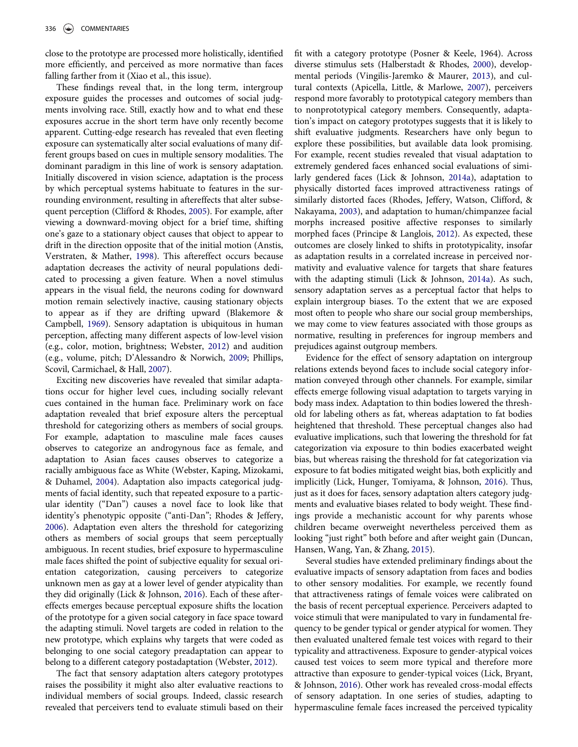close to the prototype are processed more holistically, identified more efficiently, and perceived as more normative than faces falling farther from it (Xiao et al., this issue).

These findings reveal that, in the long term, intergroup exposure guides the processes and outcomes of social judgments involving race. Still, exactly how and to what end these exposures accrue in the short term have only recently become apparent. Cutting-edge research has revealed that even fleeting exposure can systematically alter social evaluations of many different groups based on cues in multiple sensory modalities. The dominant paradigm in this line of work is sensory adaptation. Initially discovered in vision science, adaptation is the process by which perceptual systems habituate to features in the surrounding environment, resulting in aftereffects that alter subsequent perception (Clifford & Rhodes, 2005). For example, after viewing a downward-moving object for a brief time, shifting one's gaze to a stationary object causes that object to appear to drift in the direction opposite that of the initial motion (Anstis, Verstraten, & Mather, 1998). This aftereffect occurs because adaptation decreases the activity of neural populations dedicated to processing a given feature. When a novel stimulus appears in the visual field, the neurons coding for downward motion remain selectively inactive, causing stationary objects to appear as if they are drifting upward (Blakemore & Campbell, 1969). Sensory adaptation is ubiquitous in human perception, affecting many different aspects of low-level vision (e.g., color, motion, brightness; Webster, 2012) and audition (e.g., volume, pitch; D'Alessandro & Norwich, 2009; Phillips, Scovil, Carmichael, & Hall, 2007).

Exciting new discoveries have revealed that similar adaptations occur for higher level cues, including socially relevant cues contained in the human face. Preliminary work on face adaptation revealed that brief exposure alters the perceptual threshold for categorizing others as members of social groups. For example, adaptation to masculine male faces causes observes to categorize an androgynous face as female, and adaptation to Asian faces causes observes to categorize a racially ambiguous face as White (Webster, Kaping, Mizokami, & Duhamel, 2004). Adaptation also impacts categorical judgments of facial identity, such that repeated exposure to a particular identity ("Dan") causes a novel face to look like that identity's phenotypic opposite ("anti-Dan"; Rhodes & Jeffery, 2006). Adaptation even alters the threshold for categorizing others as members of social groups that seem perceptually ambiguous. In recent studies, brief exposure to hypermasculine male faces shifted the point of subjective equality for sexual orientation categorization, causing perceivers to categorize unknown men as gay at a lower level of gender atypicality than they did originally (Lick & Johnson, 2016). Each of these aftereffects emerges because perceptual exposure shifts the location of the prototype for a given social category in face space toward the adapting stimuli. Novel targets are coded in relation to the new prototype, which explains why targets that were coded as belonging to one social category preadaptation can appear to belong to a different category postadaptation (Webster, 2012).

The fact that sensory adaptation alters category prototypes raises the possibility it might also alter evaluative reactions to individual members of social groups. Indeed, classic research revealed that perceivers tend to evaluate stimuli based on their fit with a category prototype (Posner & Keele, 1964). Across diverse stimulus sets (Halberstadt & Rhodes, 2000), developmental periods (Vingilis-Jaremko & Maurer, 2013), and cultural contexts (Apicella, Little, & Marlowe, 2007), perceivers respond more favorably to prototypical category members than to nonprototypical category members. Consequently, adaptation's impact on category prototypes suggests that it is likely to shift evaluative judgments. Researchers have only begun to explore these possibilities, but available data look promising. For example, recent studies revealed that visual adaptation to extremely gendered faces enhanced social evaluations of similarly gendered faces (Lick & Johnson, 2014a), adaptation to physically distorted faces improved attractiveness ratings of similarly distorted faces (Rhodes, Jeffery, Watson, Clifford, & Nakayama, 2003), and adaptation to human/chimpanzee facial morphs increased positive affective responses to similarly morphed faces (Principe & Langlois, 2012). As expected, these outcomes are closely linked to shifts in prototypicality, insofar as adaptation results in a correlated increase in perceived normativity and evaluative valence for targets that share features with the adapting stimuli (Lick & Johnson, 2014a). As such, sensory adaptation serves as a perceptual factor that helps to explain intergroup biases. To the extent that we are exposed most often to people who share our social group memberships, we may come to view features associated with those groups as normative, resulting in preferences for ingroup members and prejudices against outgroup members.

Evidence for the effect of sensory adaptation on intergroup relations extends beyond faces to include social category information conveyed through other channels. For example, similar effects emerge following visual adaptation to targets varying in body mass index. Adaptation to thin bodies lowered the threshold for labeling others as fat, whereas adaptation to fat bodies heightened that threshold. These perceptual changes also had evaluative implications, such that lowering the threshold for fat categorization via exposure to thin bodies exacerbated weight bias, but whereas raising the threshold for fat categorization via exposure to fat bodies mitigated weight bias, both explicitly and implicitly (Lick, Hunger, Tomiyama, & Johnson, 2016). Thus, just as it does for faces, sensory adaptation alters category judgments and evaluative biases related to body weight. These findings provide a mechanistic account for why parents whose children became overweight nevertheless perceived them as looking "just right" both before and after weight gain (Duncan, Hansen, Wang, Yan, & Zhang, 2015).

Several studies have extended preliminary findings about the evaluative impacts of sensory adaptation from faces and bodies to other sensory modalities. For example, we recently found that attractiveness ratings of female voices were calibrated on the basis of recent perceptual experience. Perceivers adapted to voice stimuli that were manipulated to vary in fundamental frequency to be gender typical or gender atypical for women. They then evaluated unaltered female test voices with regard to their typicality and attractiveness. Exposure to gender-atypical voices caused test voices to seem more typical and therefore more attractive than exposure to gender-typical voices (Lick, Bryant, & Johnson, 2016). Other work has revealed cross-modal effects of sensory adaptation. In one series of studies, adapting to hypermasculine female faces increased the perceived typicality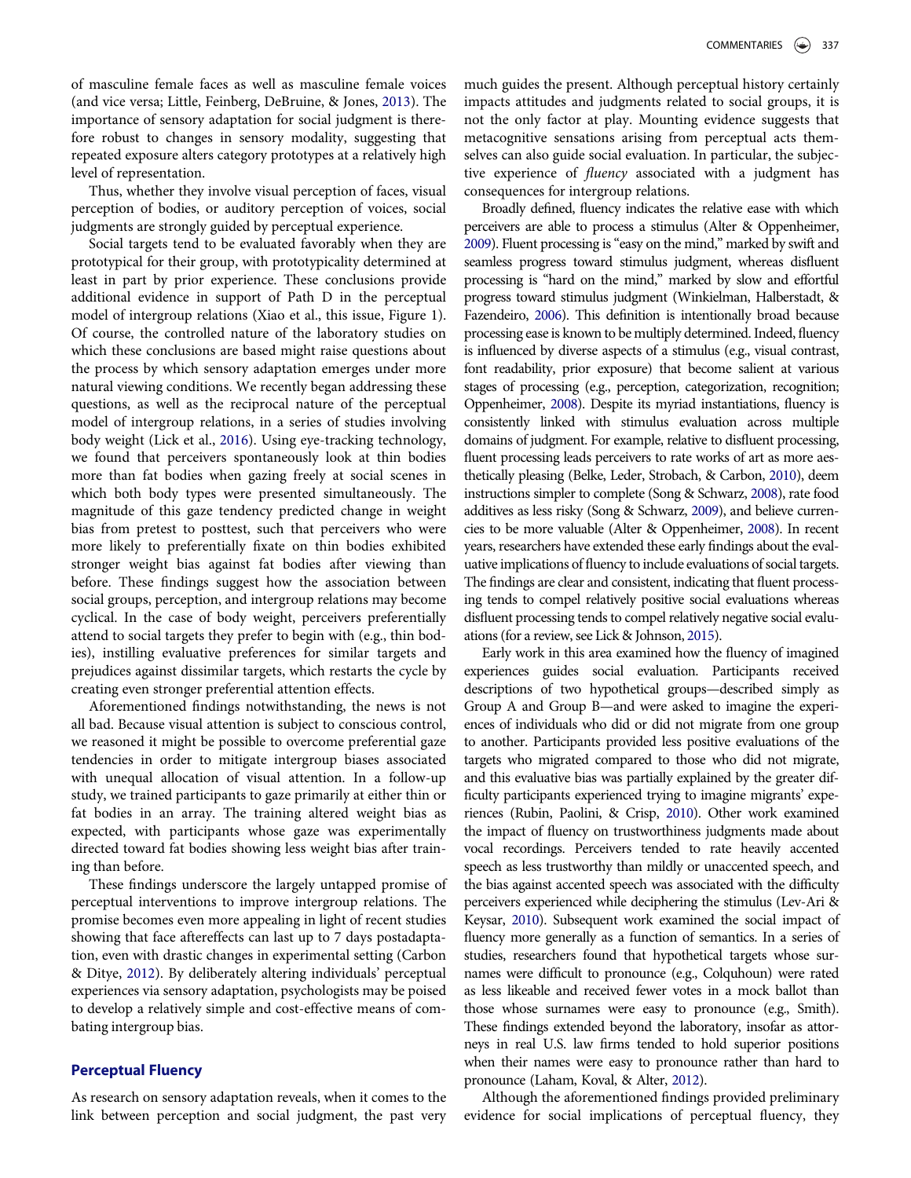of masculine female faces as well as masculine female voices (and vice versa; Little, Feinberg, DeBruine, & Jones, 2013). The importance of sensory adaptation for social judgment is therefore robust to changes in sensory modality, suggesting that repeated exposure alters category prototypes at a relatively high level of representation.

Thus, whether they involve visual perception of faces, visual perception of bodies, or auditory perception of voices, social judgments are strongly guided by perceptual experience.

Social targets tend to be evaluated favorably when they are prototypical for their group, with prototypicality determined at least in part by prior experience. These conclusions provide additional evidence in support of Path D in the perceptual model of intergroup relations (Xiao et al., this issue, Figure 1). Of course, the controlled nature of the laboratory studies on which these conclusions are based might raise questions about the process by which sensory adaptation emerges under more natural viewing conditions. We recently began addressing these questions, as well as the reciprocal nature of the perceptual model of intergroup relations, in a series of studies involving body weight (Lick et al., 2016). Using eye-tracking technology, we found that perceivers spontaneously look at thin bodies more than fat bodies when gazing freely at social scenes in which both body types were presented simultaneously. The magnitude of this gaze tendency predicted change in weight bias from pretest to posttest, such that perceivers who were more likely to preferentially fixate on thin bodies exhibited stronger weight bias against fat bodies after viewing than before. These findings suggest how the association between social groups, perception, and intergroup relations may become cyclical. In the case of body weight, perceivers preferentially attend to social targets they prefer to begin with (e.g., thin bodies), instilling evaluative preferences for similar targets and prejudices against dissimilar targets, which restarts the cycle by creating even stronger preferential attention effects.

Aforementioned findings notwithstanding, the news is not all bad. Because visual attention is subject to conscious control, we reasoned it might be possible to overcome preferential gaze tendencies in order to mitigate intergroup biases associated with unequal allocation of visual attention. In a follow-up study, we trained participants to gaze primarily at either thin or fat bodies in an array. The training altered weight bias as expected, with participants whose gaze was experimentally directed toward fat bodies showing less weight bias after training than before.

These findings underscore the largely untapped promise of perceptual interventions to improve intergroup relations. The promise becomes even more appealing in light of recent studies showing that face aftereffects can last up to 7 days postadaptation, even with drastic changes in experimental setting (Carbon & Ditye, 2012). By deliberately altering individuals' perceptual experiences via sensory adaptation, psychologists may be poised to develop a relatively simple and cost-effective means of combating intergroup bias.

## Perceptual Fluency

As research on sensory adaptation reveals, when it comes to the link between perception and social judgment, the past very much guides the present. Although perceptual history certainly impacts attitudes and judgments related to social groups, it is not the only factor at play. Mounting evidence suggests that metacognitive sensations arising from perceptual acts themselves can also guide social evaluation. In particular, the subjective experience of *fluency* associated with a judgment has consequences for intergroup relations.

Broadly defined, fluency indicates the relative ease with which perceivers are able to process a stimulus (Alter & Oppenheimer, 2009). Fluent processing is "easy on the mind," marked by swift and seamless progress toward stimulus judgment, whereas disfluent processing is "hard on the mind," marked by slow and effortful progress toward stimulus judgment (Winkielman, Halberstadt, & Fazendeiro, 2006). This definition is intentionally broad because processing ease is known to be multiply determined. Indeed, fluency is influenced by diverse aspects of a stimulus (e.g., visual contrast, font readability, prior exposure) that become salient at various stages of processing (e.g., perception, categorization, recognition; Oppenheimer, 2008). Despite its myriad instantiations, fluency is consistently linked with stimulus evaluation across multiple domains of judgment. For example, relative to disfluent processing, fluent processing leads perceivers to rate works of art as more aesthetically pleasing (Belke, Leder, Strobach, & Carbon, 2010), deem instructions simpler to complete (Song & Schwarz, 2008), rate food additives as less risky (Song & Schwarz, 2009), and believe currencies to be more valuable (Alter & Oppenheimer, 2008). In recent years, researchers have extended these early findings about the evaluative implications of fluency to include evaluations of social targets. The findings are clear and consistent, indicating that fluent processing tends to compel relatively positive social evaluations whereas disfluent processing tends to compel relatively negative social evaluations (for a review, see Lick & Johnson, 2015).

Early work in this area examined how the fluency of imagined experiences guides social evaluation. Participants received descriptions of two hypothetical groups—described simply as Group A and Group B—and were asked to imagine the experiences of individuals who did or did not migrate from one group to another. Participants provided less positive evaluations of the targets who migrated compared to those who did not migrate, and this evaluative bias was partially explained by the greater difficulty participants experienced trying to imagine migrants' experiences (Rubin, Paolini, & Crisp, 2010). Other work examined the impact of fluency on trustworthiness judgments made about vocal recordings. Perceivers tended to rate heavily accented speech as less trustworthy than mildly or unaccented speech, and the bias against accented speech was associated with the difficulty perceivers experienced while deciphering the stimulus (Lev-Ari & Keysar, 2010). Subsequent work examined the social impact of fluency more generally as a function of semantics. In a series of studies, researchers found that hypothetical targets whose surnames were difficult to pronounce (e.g., Colquhoun) were rated as less likeable and received fewer votes in a mock ballot than those whose surnames were easy to pronounce (e.g., Smith). These findings extended beyond the laboratory, insofar as attorneys in real U.S. law firms tended to hold superior positions when their names were easy to pronounce rather than hard to pronounce (Laham, Koval, & Alter, 2012).

Although the aforementioned findings provided preliminary evidence for social implications of perceptual fluency, they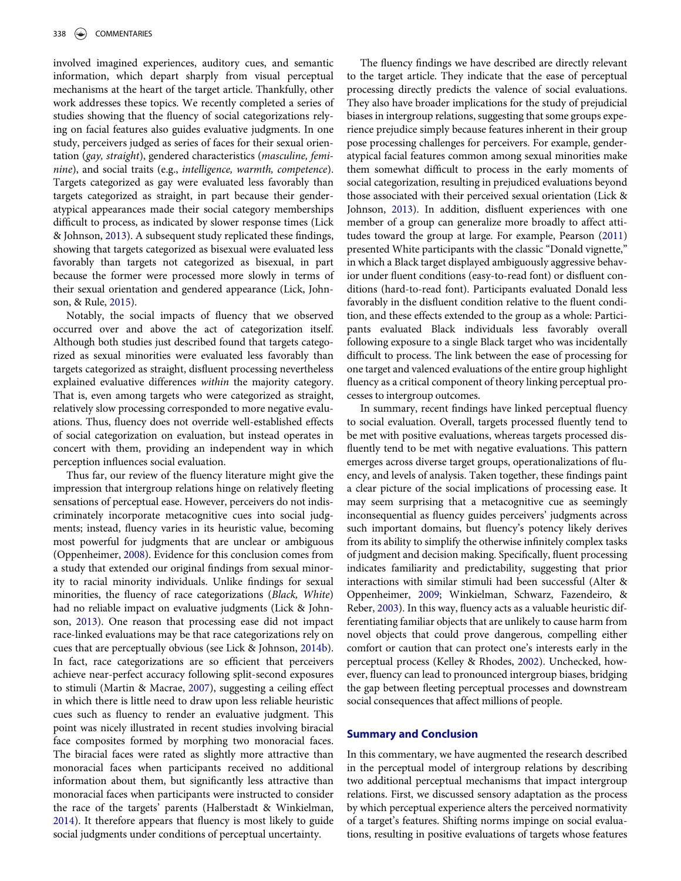involved imagined experiences, auditory cues, and semantic information, which depart sharply from visual perceptual mechanisms at the heart of the target article. Thankfully, other work addresses these topics. We recently completed a series of studies showing that the fluency of social categorizations relying on facial features also guides evaluative judgments. In one study, perceivers judged as series of faces for their sexual orientation (*gay, straight*), gendered characteristics (*masculine, feminine*), and social traits (e.g., *intelligence, warmth, competence*). Targets categorized as gay were evaluated less favorably than targets categorized as straight, in part because their gender-atypical appearances made their social category memberships difficult to process, as indicated by slower response times (Lick & Johnson, 2013). A subsequent study replicated these findings, showing that targets categorized as bisexual were evaluated less favorably than targets not categorized as bisexual, in part because the former were processed more slowly in terms of their sexual orientation and gendered appearance (Lick, Johnson, & Rule, 2015).

Notably, the social impacts of fluency that we observed occurred over and above the act of categorization itself. Although both studies just described found that targets categorized as sexual minorities were evaluated less favorably than targets categorized as straight, disfluent processing nevertheless explained evaluative differences *within* the majority category. That is, even among targets who were categorized as straight, relatively slow processing corresponded to more negative evaluations. Thus, fluency does not override well-established effects of social categorization on evaluation, but instead operates in concert with them, providing an independent way in which perception influences social evaluation.

Thus far, our review of the fluency literature might give the impression that intergroup relations hinge on relatively fleeting sensations of perceptual ease. However, perceivers do not indiscriminately incorporate metacognitive cues into social judgments; instead, fluency varies in its heuristic value, becoming most powerful for judgments that are unclear or ambiguous (Oppenheimer, 2008). Evidence for this conclusion comes from a study that extended our original findings from sexual minority to racial minority individuals. Unlike findings for sexual minorities, the fluency of race categorizations (*Black, White*) had no reliable impact on evaluative judgments (Lick & Johnson, 2013). One reason that processing ease did not impact race-linked evaluations may be that race categorizations rely on cues that are perceptually obvious (see Lick & Johnson, 2014b). In fact, race categorizations are so efficient that perceivers achieve near-perfect accuracy following split-second exposures to stimuli (Martin & Macrae, 2007), suggesting a ceiling effect in which there is little need to draw upon less reliable heuristic cues such as fluency to render an evaluative judgment. This point was nicely illustrated in recent studies involving biracial face composites formed by morphing two monoracial faces. The biracial faces were rated as slightly more attractive than monoracial faces when participants received no additional information about them, but significantly less attractive than monoracial faces when participants were instructed to consider the race of the targets' parents (Halberstadt & Winkielman, 2014). It therefore appears that fluency is most likely to guide social judgments under conditions of perceptual uncertainty.

The fluency findings we have described are directly relevant to the target article. They indicate that the ease of perceptual processing directly predicts the valence of social evaluations. They also have broader implications for the study of prejudicial biases in intergroup relations, suggesting that some groups experience prejudice simply because features inherent in their group pose processing challenges for perceivers. For example, gender-atypical facial features common among sexual minorities make them somewhat difficult to process in the early moments of social categorization, resulting in prejudiced evaluations beyond those associated with their perceived sexual orientation (Lick & Johnson, 2013). In addition, disfluent experiences with one member of a group can generalize more broadly to affect attitudes toward the group at large. For example, Pearson (2011) presented White participants with the classic "Donald vignette," in which a Black target displayed ambiguously aggressive behavior under fluent conditions (easy-to-read font) or disfluent conditions (hard-to-read font). Participants evaluated Donald less favorably in the disfluent condition relative to the fluent condition, and these effects extended to the group as a whole: Participants evaluated Black individuals less favorably overall following exposure to a single Black target who was incidentally difficult to process. The link between the ease of processing for one target and valenced evaluations of the entire group highlight fluency as a critical component of theory linking perceptual processes to intergroup outcomes.

In summary, recent findings have linked perceptual fluency to social evaluation. Overall, targets processed fluently tend to be met with positive evaluations, whereas targets processed disfluently tend to be met with negative evaluations. This pattern emerges across diverse target groups, operationalizations of fluency, and levels of analysis. Taken together, these findings paint a clear picture of the social implications of processing ease. It may seem surprising that a metacognitive cue as seemingly inconsequential as fluency guides perceivers' judgments across such important domains, but fluency's potency likely derives from its ability to simplify the otherwise infinitely complex tasks of judgment and decision making. Specifically, fluent processing indicates familiarity and predictability, suggesting that prior interactions with similar stimuli had been successful (Alter & Oppenheimer, 2009; Winkielman, Schwarz, Fazendeiro, & Reber, 2003). In this way, fluency acts as a valuable heuristic differentiating familiar objects that are unlikely to cause harm from novel objects that could prove dangerous, compelling either comfort or caution that can protect one's interests early in the perceptual process (Kelley & Rhodes, 2002). Unchecked, however, fluency can lead to pronounced intergroup biases, bridging the gap between fleeting perceptual processes and downstream social consequences that affect millions of people.

## Summary and Conclusion

In this commentary, we have augmented the research described in the perceptual model of intergroup relations by describing two additional perceptual mechanisms that impact intergroup relations. First, we discussed sensory adaptation as the process by which perceptual experience alters the perceived normativity of a target's features. Shifting norms impinge on social evaluations, resulting in positive evaluations of targets whose features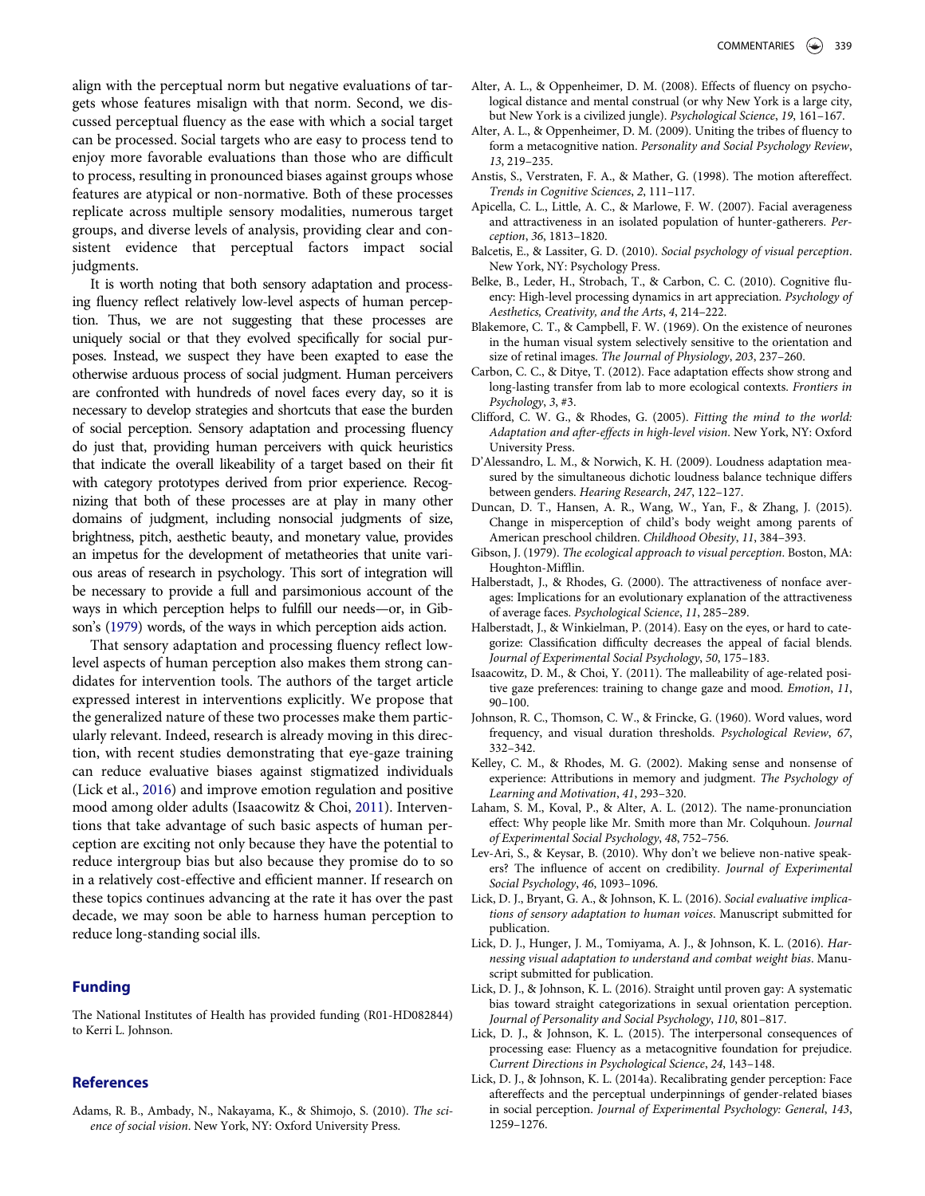align with the perceptual norm but negative evaluations of targets whose features misalign with that norm. Second, we discussed perceptual fluency as the ease with which a social target can be processed. Social targets who are easy to process tend to enjoy more favorable evaluations than those who are difficult to process, resulting in pronounced biases against groups whose features are atypical or non-normative. Both of these processes replicate across multiple sensory modalities, numerous target groups, and diverse levels of analysis, providing clear and consistent evidence that perceptual factors impact social judgments.

It is worth noting that both sensory adaptation and processing fluency reflect relatively low-level aspects of human perception. Thus, we are not suggesting that these processes are uniquely social or that they evolved specifically for social purposes. Instead, we suspect they have been exapted to ease the otherwise arduous process of social judgment. Human perceivers are confronted with hundreds of novel faces every day, so it is necessary to develop strategies and shortcuts that ease the burden of social perception. Sensory adaptation and processing fluency do just that, providing human perceivers with quick heuristics that indicate the overall likeability of a target based on their fit with category prototypes derived from prior experience. Recognizing that both of these processes are at play in many other domains of judgment, including nonsocial judgments of size, brightness, pitch, aesthetic beauty, and monetary value, provides an impetus for the development of metatheories that unite various areas of research in psychology. This sort of integration will be necessary to provide a full and parsimonious account of the ways in which perception helps to fulfill our needs—or, in Gibson's (1979) words, of the ways in which perception aids action.

That sensory adaptation and processing fluency reflect low-level aspects of human perception also makes them strong candidates for intervention tools. The authors of the target article expressed interest in interventions explicitly. We propose that the generalized nature of these two processes make them particularly relevant. Indeed, research is already moving in this direction, with recent studies demonstrating that eye-gaze training can reduce evaluative biases against stigmatized individuals (Lick et al., 2016) and improve emotion regulation and positive mood among older adults (Isaacowitz & Choi, 2011). Interventions that take advantage of such basic aspects of human perception are exciting not only because they have the potential to reduce intergroup bias but also because they promise do to so in a relatively cost-effective and efficient manner. If research on these topics continues advancing at the rate it has over the past decade, we may soon be able to harness human perception to reduce long-standing social ills.

## Funding

The National Institutes of Health has provided funding (R01-HD082844) to Kerri L. Johnson.

## References

Adams, R. B., Ambady, N., Nakayama, K., & Shimojo, S. (2010). *The science of social vision*. New York, NY: Oxford University Press.

Alter, A. L., & Oppenheimer, D. M. (2008). Effects of fluency on psychological distance and mental construal (or why New York is a large city, but New York is a civilized jungle). *Psychological Science*, *19*, 161–167.

Alter, A. L., & Oppenheimer, D. M. (2009). Uniting the tribes of fluency to form a metacognitive nation. *Personality and Social Psychology Review*, *13*, 219–235.

Anstis, S., Verstraten, F. A., & Mather, G. (1998). The motion aftereffect. *Trends in Cognitive Sciences*, *2*, 111–117.

Apicella, C. L., Little, A. C., & Marlowe, F. W. (2007). Facial averageness and attractiveness in an isolated population of hunter-gatherers. *Perception*, *36*, 1813–1820.

Balcetis, E., & Lassiter, G. D. (2010). *Social psychology of visual perception*. New York, NY: Psychology Press.

Belke, B., Leder, H., Strobach, T., & Carbon, C. C. (2010). Cognitive fluency: High-level processing dynamics in art appreciation. *Psychology of Aesthetics, Creativity, and the Arts*, *4*, 214–222.

Blakemore, C. T., & Campbell, F. W. (1969). On the existence of neurones in the human visual system selectively sensitive to the orientation and size of retinal images. *The Journal of Physiology*, *203*, 237–260.

Carbon, C. C., & Ditye, T. (2012). Face adaptation effects show strong and long-lasting transfer from lab to more ecological contexts. *Frontiers in Psychology*, *3*, #3.

Clifford, C. W. G., & Rhodes, G. (2005). *Fitting the mind to the world: Adaptation and after-effects in high-level vision*. New York, NY: Oxford University Press.

D'Alessandro, L. M., & Norwich, K. H. (2009). Loudness adaptation measured by the simultaneous dichotic loudness balance technique differs between genders. *Hearing Research*, *247*, 122–127.

Duncan, D. T., Hansen, A. R., Wang, W., Yan, F., & Zhang, J. (2015). Change in misperception of child's body weight among parents of American preschool children. *Childhood Obesity*, *11*, 384–393.

Gibson, J. (1979). *The ecological approach to visual perception*. Boston, MA: Houghton-Mifflin.

Halberstadt, J., & Rhodes, G. (2000). The attractiveness of nonface averages: Implications for an evolutionary explanation of the attractiveness of average faces. *Psychological Science*, *11*, 285–289.

Halberstadt, J., & Winkielman, P. (2014). Easy on the eyes, or hard to categorize: Classification difficulty decreases the appeal of facial blends. *Journal of Experimental Social Psychology*, *50*, 175–183.

Isaacowitz, D. M., & Choi, Y. (2011). The malleability of age-related positive gaze preferences: training to change gaze and mood. *Emotion*, *11*, 90–100.

Johnson, R. C., Thomson, C. W., & Frincke, G. (1960). Word values, word frequency, and visual duration thresholds. *Psychological Review*, *67*, 332–342.

Kelley, C. M., & Rhodes, M. G. (2002). Making sense and nonsense of experience: Attributions in memory and judgment. *The Psychology of Learning and Motivation*, *41*, 293–320.

Laham, S. M., Koval, P., & Alter, A. L. (2012). The name-pronunciation effect: Why people like Mr. Smith more than Mr. Colquhoun. *Journal of Experimental Social Psychology*, *48*, 752–756.

Lev-Ari, S., & Keysar, B. (2010). Why don't we believe non-native speakers? The influence of accent on credibility. *Journal of Experimental Social Psychology*, *46*, 1093–1096.

Lick, D. J., Bryant, G. A., & Johnson, K. L. (2016). *Social evaluative implications of sensory adaptation to human voices*. Manuscript submitted for publication.

Lick, D. J., Hunger, J. M., Tomiyama, A. J., & Johnson, K. L. (2016). *Harnessing visual adaptation to understand and combat weight bias*. Manuscript submitted for publication.

Lick, D. J., & Johnson, K. L. (2016). Straight until proven gay: A systematic bias toward straight categorizations in sexual orientation perception. *Journal of Personality and Social Psychology*, *110*, 801–817.

Lick, D. J., & Johnson, K. L. (2015). The interpersonal consequences of processing ease: Fluency as a metacognitive foundation for prejudice. *Current Directions in Psychological Science*, *24*, 143–148.

Lick, D. J., & Johnson, K. L. (2014a). Recalibrating gender perception: Face aftereffects and the perceptual underpinnings of gender-related biases in social perception. *Journal of Experimental Psychology: General*, *143*, 1259–1276.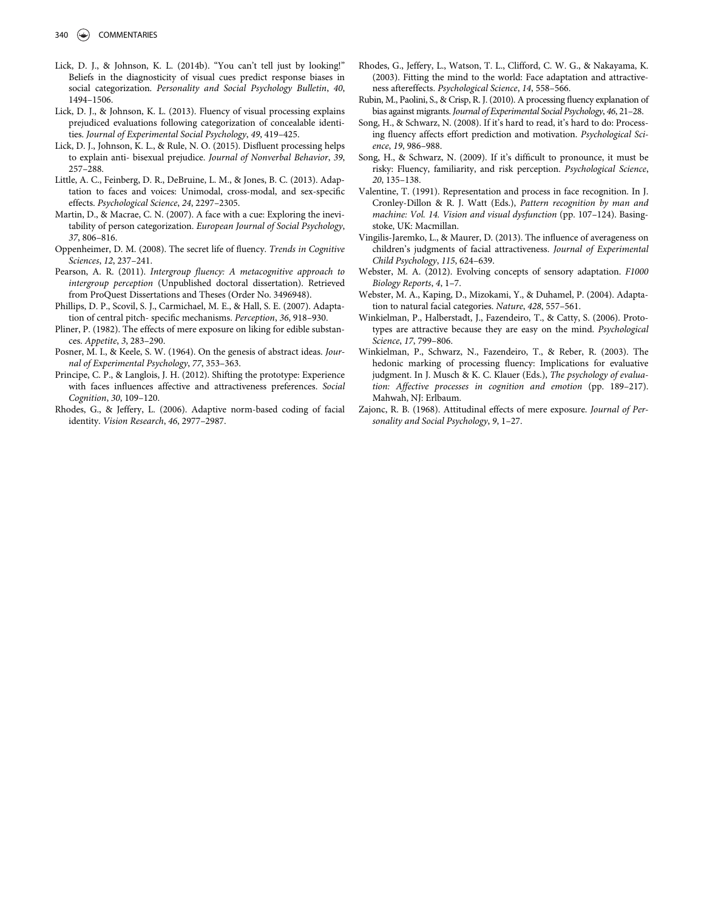Lick, D. J., & Johnson, K. L. (2014b). "You can't tell just by looking!" Beliefs in the diagnosticity of visual cues predict response biases in social categorization. *Personality and Social Psychology Bulletin*, *40*, 1494–1506.

Lick, D. J., & Johnson, K. L. (2013). Fluency of visual processing explains prejudiced evaluations following categorization of concealable identities. *Journal of Experimental Social Psychology*, *49*, 419–425.

Lick, D. J., Johnson, K. L., & Rule, N. O. (2015). Disfluent processing helps to explain anti- bisexual prejudice. *Journal of Nonverbal Behavior*, *39*, 257–288.

Little, A. C., Feinberg, D. R., DeBruine, L. M., & Jones, B. C. (2013). Adaptation to faces and voices: Unimodal, cross-modal, and sex-specific effects. *Psychological Science*, *24*, 2297–2305.

Martin, D., & Macrae, C. N. (2007). A face with a cue: Exploring the inevitability of person categorization. *European Journal of Social Psychology*, *37*, 806–816.

Oppenheimer, D. M. (2008). The secret life of fluency. *Trends in Cognitive Sciences*, *12*, 237–241.

Pearson, A. R. (2011). *Intergroup fluency: A metacognitive approach to intergroup perception* (Unpublished doctoral dissertation). Retrieved from ProQuest Dissertations and Theses (Order No. 3496948).

Phillips, D. P., Scovil, S. J., Carmichael, M. E., & Hall, S. E. (2007). Adaptation of central pitch- specific mechanisms. *Perception*, *36*, 918–930.

Pliner, P. (1982). The effects of mere exposure on liking for edible substances. *Appetite*, *3*, 283–290.

Posner, M. I., & Keele, S. W. (1964). On the genesis of abstract ideas. *Journal of Experimental Psychology*, *77*, 353–363.

Principe, C. P., & Langlois, J. H. (2012). Shifting the prototype: Experience with faces influences affective and attractiveness preferences. *Social Cognition*, *30*, 109–120.

Rhodes, G., & Jeffery, L. (2006). Adaptive norm-based coding of facial identity. *Vision Research*, *46*, 2977–2987.

Rhodes, G., Jeffery, L., Watson, T. L., Clifford, C. W. G., & Nakayama, K. (2003). Fitting the mind to the world: Face adaptation and attractiveness aftereffects. *Psychological Science*, *14*, 558–566.

Rubin, M., Paolini, S., & Crisp, R. J. (2010). A processing fluency explanation of bias against migrants. *Journal of Experimental Social Psychology*, *46*, 21–28.

Song, H., & Schwarz, N. (2008). If it's hard to read, it's hard to do: Processing fluency affects effort prediction and motivation. *Psychological Science*, *19*, 986–988.

Song, H., & Schwarz, N. (2009). If it's difficult to pronounce, it must be risky: Fluency, familiarity, and risk perception. *Psychological Science*, *20*, 135–138.

Valentine, T. (1991). Representation and process in face recognition. In J. Cronley-Dillon & R. J. Watt (Eds.), *Pattern recognition by man and machine: Vol. 14. Vision and visual dysfunction* (pp. 107–124). Basingstoke, UK: Macmillan.

Vingilis-Jaremko, L., & Maurer, D. (2013). The influence of averageness on children's judgments of facial attractiveness. *Journal of Experimental Child Psychology*, *115*, 624–639.

Webster, M. A. (2012). Evolving concepts of sensory adaptation. *F1000 Biology Reports*, *4*, 1–7.

Webster, M. A., Kaping, D., Mizokami, Y., & Duhamel, P. (2004). Adaptation to natural facial categories. *Nature*, *428*, 557–561.

Winkielman, P., Halberstadt, J., Fazendeiro, T., & Catty, S. (2006). Prototypes are attractive because they are easy on the mind. *Psychological Science*, *17*, 799–806.

Winkielman, P., Schwarz, N., Fazendeiro, T., & Reber, R. (2003). The hedonic marking of processing fluency: Implications for evaluative judgment. In J. Musch & K. C. Klauer (Eds.), *The psychology of evaluation: Affective processes in cognition and emotion* (pp. 189–217). Mahwah, NJ: Erlbaum.

Zajonc, R. B. (1968). Attitudinal effects of mere exposure. *Journal of Personality and Social Psychology*, *9*, 1–27.